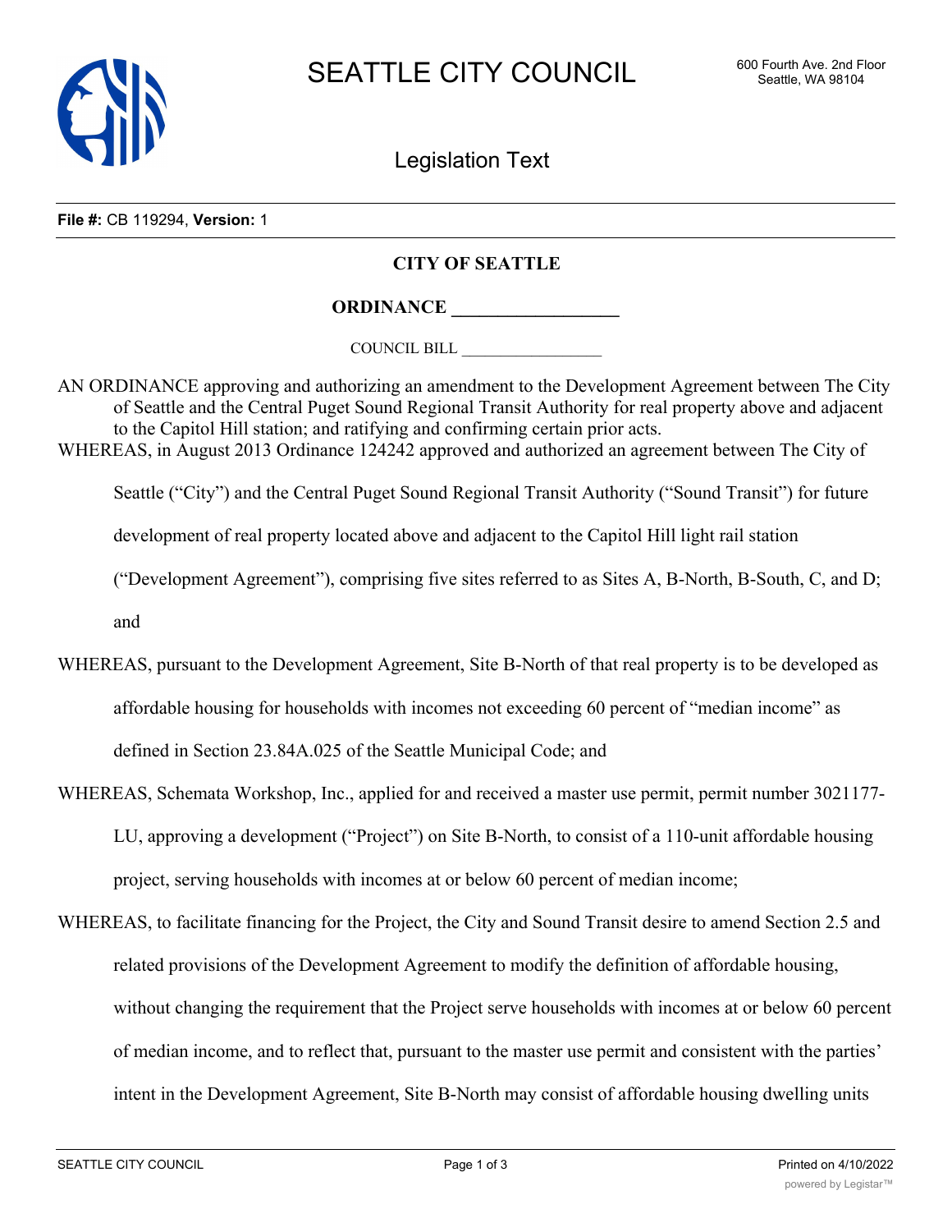# SEATTLE CITY COUNCIL

600 Fourth Ave. 2nd Floor
Seattle, WA 98104

## Legislation Text

**File #:** CB 119294, **Version:** 1

**CITY OF SEATTLE**

**ORDINANCE \_\_\_\_\_\_\_\_\_\_\_\_\_\_\_\_\_\_**

COUNCIL BILL \_\_\_\_\_\_\_\_\_\_\_\_\_\_\_\_\_\_

AN ORDINANCE approving and authorizing an amendment to the Development Agreement between The City of Seattle and the Central Puget Sound Regional Transit Authority for real property above and adjacent to the Capitol Hill station; and ratifying and confirming certain prior acts.

WHEREAS, in August 2013 Ordinance 124242 approved and authorized an agreement between The City of Seattle ("City") and the Central Puget Sound Regional Transit Authority ("Sound Transit") for future development of real property located above and adjacent to the Capitol Hill light rail station ("Development Agreement"), comprising five sites referred to as Sites A, B-North, B-South, C, and D; and

WHEREAS, pursuant to the Development Agreement, Site B-North of that real property is to be developed as affordable housing for households with incomes not exceeding 60 percent of "median income" as defined in Section 23.84A.025 of the Seattle Municipal Code; and

WHEREAS, Schemata Workshop, Inc., applied for and received a master use permit, permit number 3021177-LU, approving a development ("Project") on Site B-North, to consist of a 110-unit affordable housing project, serving households with incomes at or below 60 percent of median income;

WHEREAS, to facilitate financing for the Project, the City and Sound Transit desire to amend Section 2.5 and related provisions of the Development Agreement to modify the definition of affordable housing, without changing the requirement that the Project serve households with incomes at or below 60 percent of median income, and to reflect that, pursuant to the master use permit and consistent with the parties' intent in the Development Agreement, Site B-North may consist of affordable housing dwelling units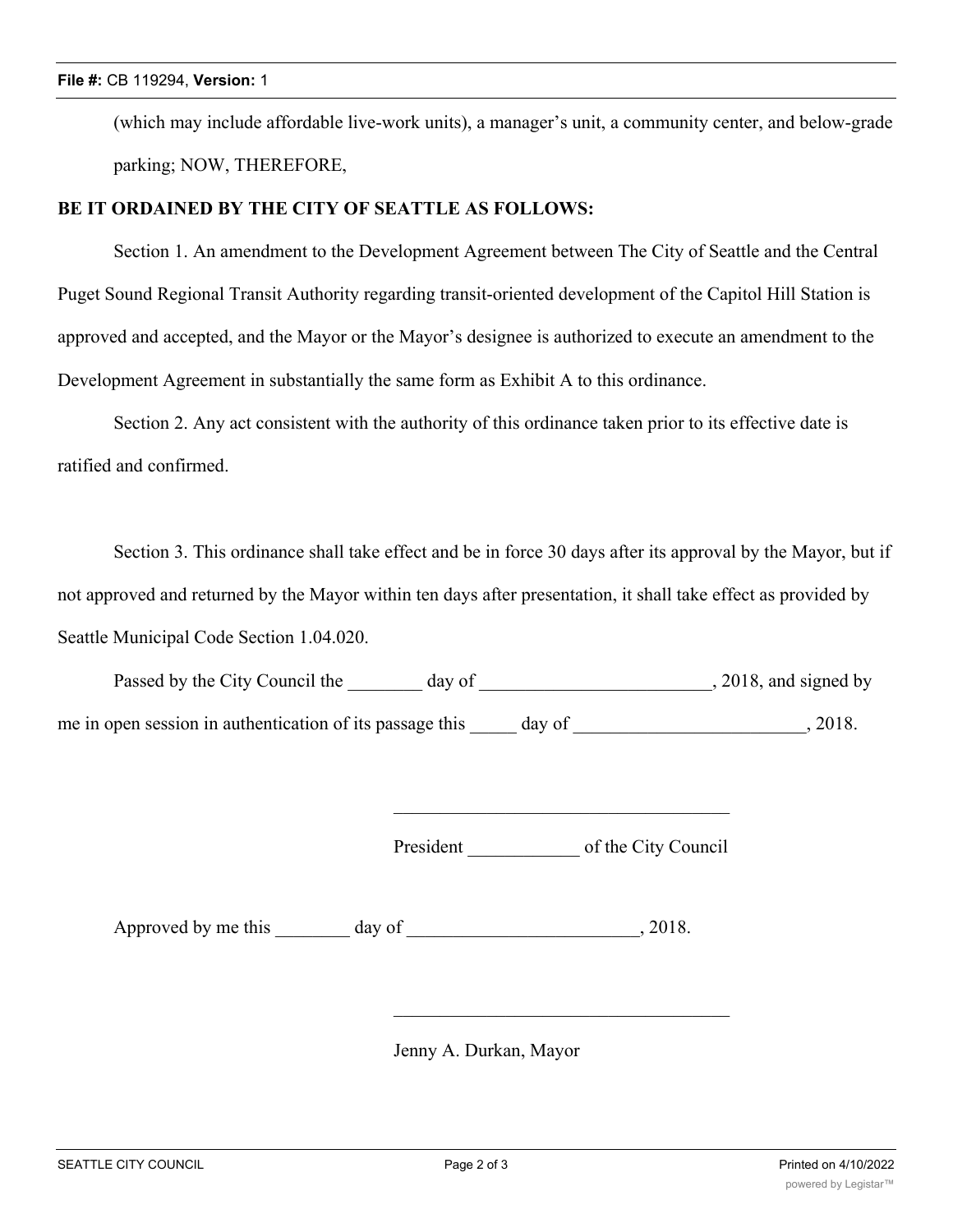(which may include affordable live-work units), a manager's unit, a community center, and below-grade parking; NOW, THEREFORE,

**BE IT ORDAINED BY THE CITY OF SEATTLE AS FOLLOWS:**

Section 1. An amendment to the Development Agreement between The City of Seattle and the Central Puget Sound Regional Transit Authority regarding transit-oriented development of the Capitol Hill Station is approved and accepted, and the Mayor or the Mayor's designee is authorized to execute an amendment to the Development Agreement in substantially the same form as Exhibit A to this ordinance.

Section 2. Any act consistent with the authority of this ordinance taken prior to its effective date is ratified and confirmed.

Section 3. This ordinance shall take effect and be in force 30 days after its approval by the Mayor, but if not approved and returned by the Mayor within ten days after presentation, it shall take effect as provided by Seattle Municipal Code Section 1.04.020.

Passed by the City Council the ________ day of _________________________, 2018, and signed by me in open session in authentication of its passage this _____ day of _________________________, 2018.

____________________________________

President ____________ of the City Council

Approved by me this ________ day of _________________________, 2018.

____________________________________

Jenny A. Durkan, Mayor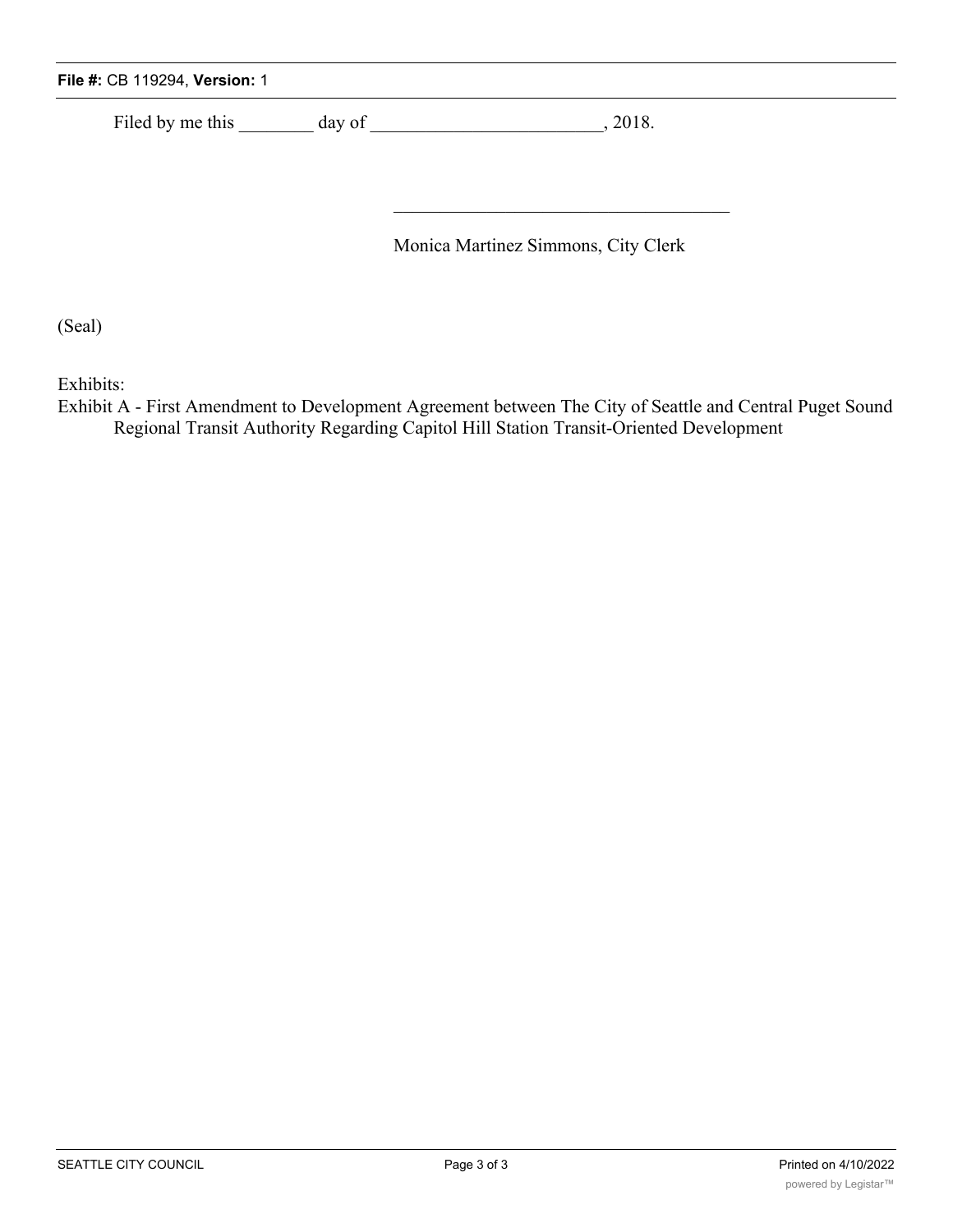Filed by me this ________ day of _________________________, 2018.

____________________________________

Monica Martinez Simmons, City Clerk

(Seal)

Exhibits:

Exhibit A - First Amendment to Development Agreement between The City of Seattle and Central Puget Sound Regional Transit Authority Regarding Capitol Hill Station Transit-Oriented Development